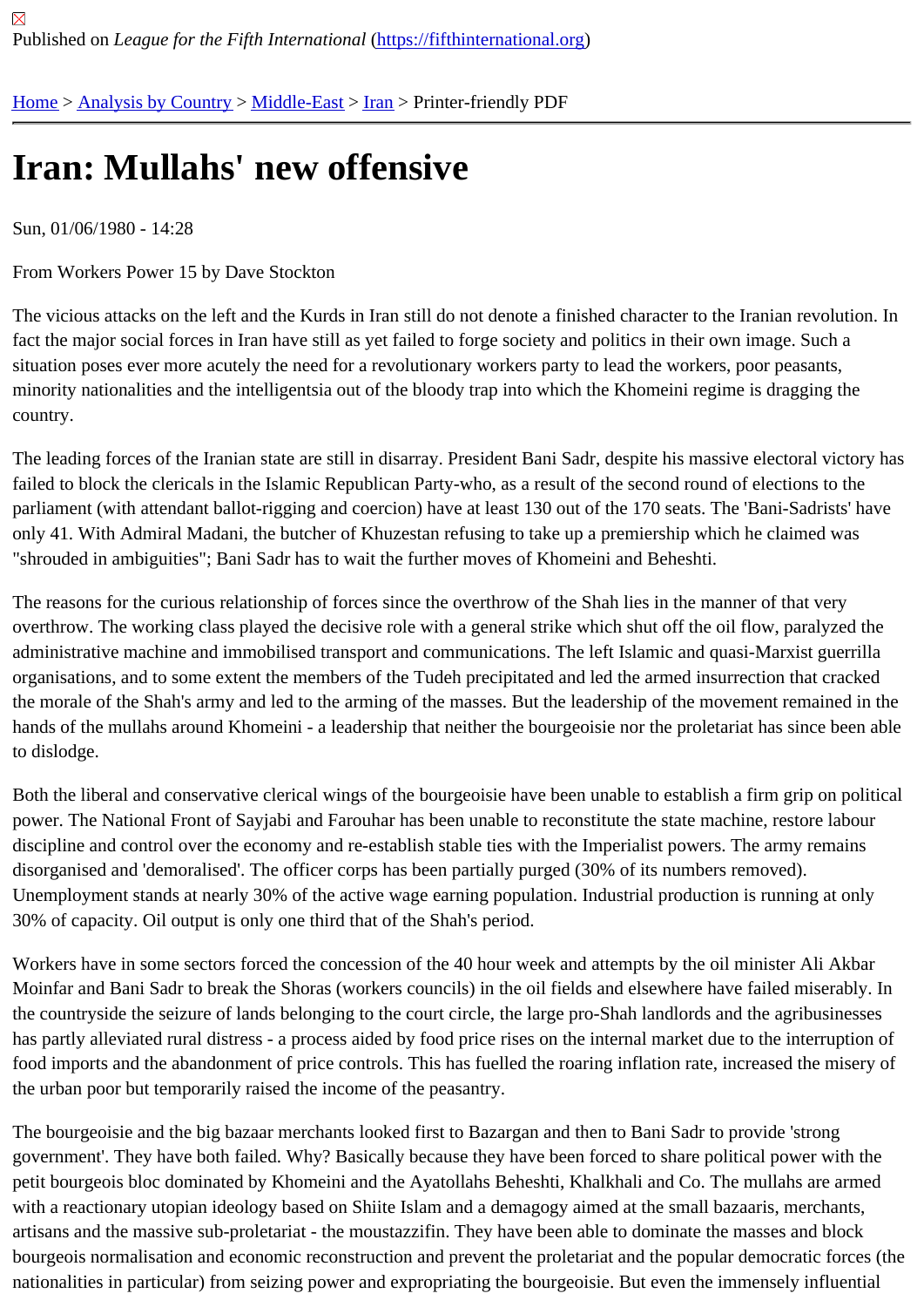Published on *League for the Fifth International* (https://fifthinternational.org)

Home > Analysis by Country > Middle-East > Iran > Printer-friendly PDF

# Iran: Mullahs' new offensive

Sun, 01/06/1980 - 14:28

From Workers Power 15 by Dave Stockton

The vicious attacks on the left and the Kurds in Iran still do not denote a finished character to the Iranian revolution. In fact the major social forces in Iran have still as yet failed to forge society and politics in their own image. Such a situation poses ever more acutely the need for a revolutionary workers party to lead the workers, poor peasants, minority nationalities and the intelligentsia out of the bloody trap into which the Khomeini regime is dragging the country.

The leading forces of the Iranian state are still in disarray. President Bani Sadr, despite his massive electoral victory has failed to block the clericals in the Islamic Republican Party-who, as a result of the second round of elections to the parliament (with attendant ballot-rigging and coercion) have at least 130 out of the 170 seats. The 'Bani-Sadrists' have only 41. With Admiral Madani, the butcher of Khuzestan refusing to take up a premiership which he claimed was "shrouded in ambiguities"; Bani Sadr has to wait the further moves of Khomeini and Beheshti.

The reasons for the curious relationship of forces since the overthrow of the Shah lies in the manner of that very overthrow. The working class played the decisive role with a general strike which shut off the oil flow, paralyzed the administrative machine and immobilised transport and communications. The left Islamic and quasi-Marxist guerrilla organisations, and to some extent the members of the Tudeh precipitated and led the armed insurrection that cracked the morale of the Shah's army and led to the arming of the masses. But the leadership of the movement remained in the hands of the mullahs around Khomeini - a leadership that neither the bourgeoisie nor the proletariat has since been able to dislodge.

Both the liberal and conservative clerical wings of the bourgeoisie have been unable to establish a firm grip on political power. The National Front of Sayjabi and Farouhar has been unable to reconstitute the state machine, restore labour discipline and control over the economy and re-establish stable ties with the Imperialist powers. The army remains disorganised and 'demoralised'. The officer corps has been partially purged (30% of its numbers removed). Unemployment stands at nearly 30% of the active wage earning population. Industrial production is running at only 30% of capacity. Oil output is only one third that of the Shah's period.

Workers have in some sectors forced the concession of the 40 hour week and attempts by the oil minister Ali Akbar Moinfar and Bani Sadr to break the Shoras (workers councils) in the oil fields and elsewhere have failed miserably. In the countryside the seizure of lands belonging to the court circle, the large pro-Shah landlords and the agribusinesses has partly alleviated rural distress - a process aided by food price rises on the internal market due to the interruption of food imports and the abandonment of price controls. This has fuelled the roaring inflation rate, increased the misery of the urban poor but temporarily raised the income of the peasantry.

The bourgeoisie and the big bazaar merchants looked first to Bazargan and then to Bani Sadr to provide 'strong government'. They have both failed. Why? Basically because they have been forced to share political power with the petit bourgeois bloc dominated by Khomeini and the Ayatollahs Beheshti, Khalkhali and Co. The mullahs are armed with a reactionary utopian ideology based on Shiite Islam and a demagogy aimed at the small bazaaris, merchants, artisans and the massive sub-proletariat - the moustazzifin. They have been able to dominate the masses and block bourgeois normalisation and economic reconstruction and prevent the proletariat and the popular democratic forces (the nationalities in particular) from seizing power and expropriating the bourgeoisie. But even the immensely influential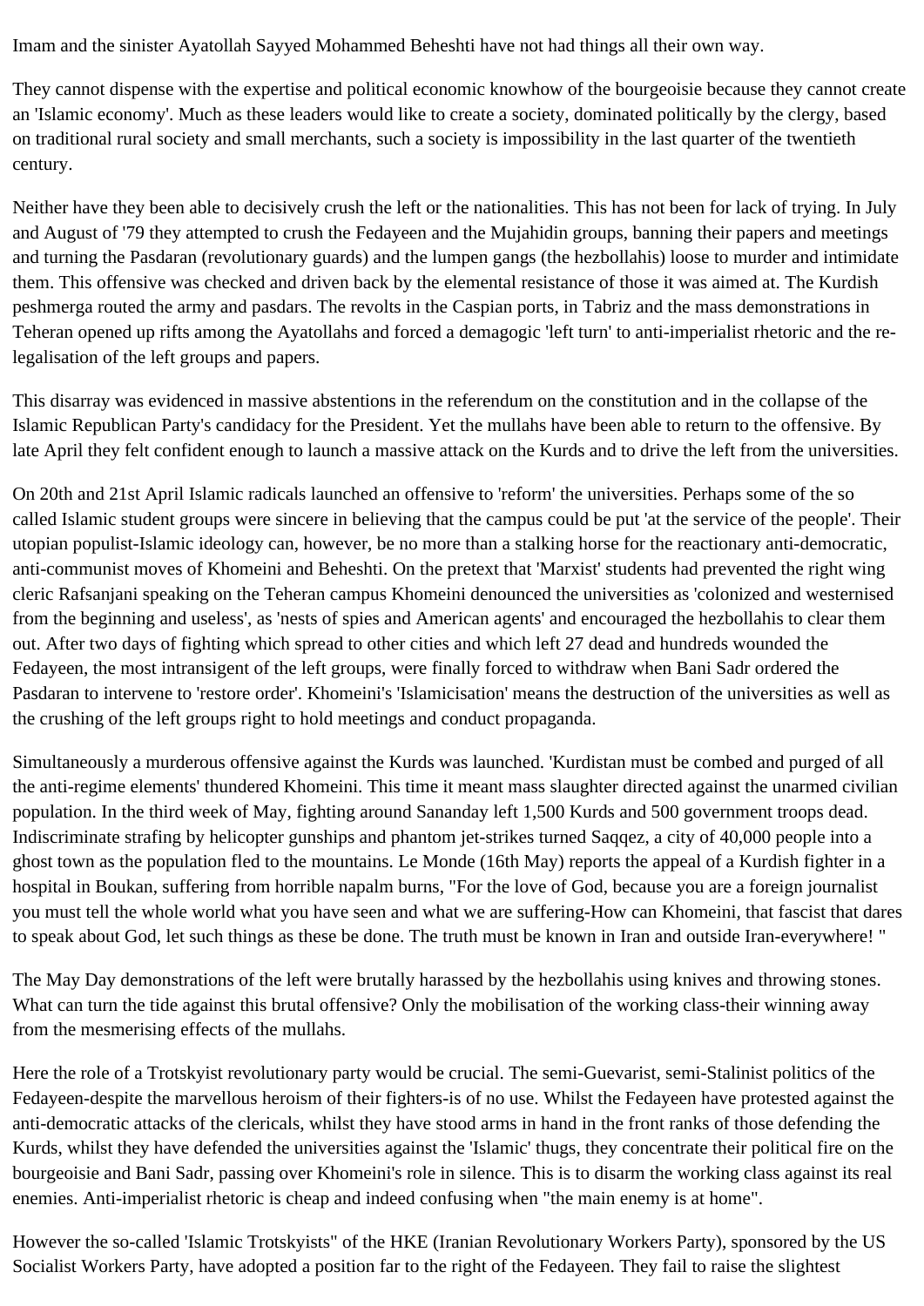Imam and the sinister Ayatollah Sayyed Mohammed Beheshti have not had things all their own way.

They cannot dispense with the expertise and political economic knowhow of the bourgeoisie because they cannot create an 'Islamic economy'. Much as these leaders would like to create a society, dominated politically by the clergy, based on traditional rural society and small merchants, such a society is impossibility in the last quarter of the twentieth century.

Neither have they been able to decisively crush the left or the nationalities. This has not been for lack of trying. In July and August of '79 they attempted to crush the Fedayeen and the Mujahidin groups, banning their papers and meetings and turning the Pasdaran (revolutionary guards) and the lumpen gangs (the hezbollahis) loose to murder and intimidate them. This offensive was checked and driven back by the elemental resistance of those it was aimed at. The Kurdish peshmerga routed the army and pasdars. The revolts in the Caspian ports, in Tabriz and the mass demonstrations in Teheran opened up rifts among the Ayatollahs and forced a demagogic 'left turn' to anti-imperialist rhetoric and the re-legalisation of the left groups and papers.

This disarray was evidenced in massive abstentions in the referendum on the constitution and in the collapse of the Islamic Republican Party's candidacy for the President. Yet the mullahs have been able to return to the offensive. By late April they felt confident enough to launch a massive attack on the Kurds and to drive the left from the universities.

On 20th and 21st April Islamic radicals launched an offensive to 'reform' the universities. Perhaps some of the so called Islamic student groups were sincere in believing that the campus could be put 'at the service of the people'. Their utopian populist-Islamic ideology can, however, be no more than a stalking horse for the reactionary anti-democratic, anti-communist moves of Khomeini and Beheshti. On the pretext that 'Marxist' students had prevented the right wing cleric Rafsanjani speaking on the Teheran campus Khomeini denounced the universities as 'colonized and westernised from the beginning and useless', as 'nests of spies and American agents' and encouraged the hezbollahis to clear them out. After two days of fighting which spread to other cities and which left 27 dead and hundreds wounded the Fedayeen, the most intransigent of the left groups, were finally forced to withdraw when Bani Sadr ordered the Pasdaran to intervene to 'restore order'. Khomeini's 'Islamicisation' means the destruction of the universities as well as the crushing of the left groups right to hold meetings and conduct propaganda.

Simultaneously a murderous offensive against the Kurds was launched. 'Kurdistan must be combed and purged of all the anti-regime elements' thundered Khomeini. This time it meant mass slaughter directed against the unarmed civilian population. In the third week of May, fighting around Sananday left 1,500 Kurds and 500 government troops dead. Indiscriminate strafing by helicopter gunships and phantom jet-strikes turned Saqqez, a city of 40,000 people into a ghost town as the population fled to the mountains. Le Monde (16th May) reports the appeal of a Kurdish fighter in a hospital in Boukan, suffering from horrible napalm burns, "For the love of God, because you are a foreign journalist you must tell the whole world what you have seen and what we are suffering-How can Khomeini, that fascist that dares to speak about God, let such things as these be done. The truth must be known in Iran and outside Iran-everywhere! "

The May Day demonstrations of the left were brutally harassed by the hezbollahis using knives and throwing stones. What can turn the tide against this brutal offensive? Only the mobilisation of the working class-their winning away from the mesmerising effects of the mullahs.

Here the role of a Trotskyist revolutionary party would be crucial. The semi-Guevarist, semi-Stalinist politics of the Fedayeen-despite the marvellous heroism of their fighters-is of no use. Whilst the Fedayeen have protested against the anti-democratic attacks of the clericals, whilst they have stood arms in hand in the front ranks of those defending the Kurds, whilst they have defended the universities against the 'Islamic' thugs, they concentrate their political fire on the bourgeoisie and Bani Sadr, passing over Khomeini's role in silence. This is to disarm the working class against its real enemies. Anti-imperialist rhetoric is cheap and indeed confusing when "the main enemy is at home".

However the so-called 'Islamic Trotskyists" of the HKE (Iranian Revolutionary Workers Party), sponsored by the US Socialist Workers Party, have adopted a position far to the right of the Fedayeen. They fail to raise the slightest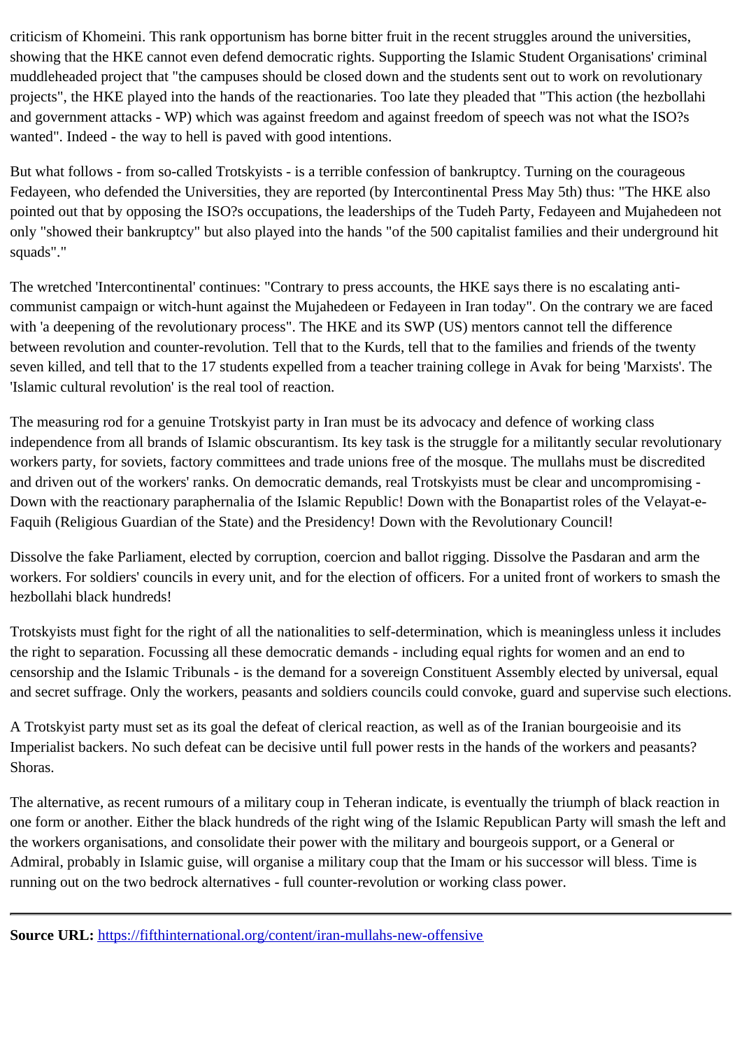criticism of Khomeini. This rank opportunism has borne bitter fruit in the recent struggles around the universities, showing that the HKE cannot even defend democratic rights. Supporting the Islamic Student Organisations' criminal muddleheaded project that "the campuses should be closed down and the students sent out to work on revolutionary projects", the HKE played into the hands of the reactionaries. Too late they pleaded that "This action (the hezbollahi and government attacks - WP) which was against freedom and against freedom of speech was not what the ISO?s wanted". Indeed - the way to hell is paved with good intentions.

But what follows - from so-called Trotskyists - is a terrible confession of bankruptcy. Turning on the courageous Fedayeen, who defended the Universities, they are reported (by Intercontinental Press May 5th) thus: "The HKE also pointed out that by opposing the ISO?s occupations, the leaderships of the Tudeh Party, Fedayeen and Mujahedeen not only "showed their bankruptcy" but also played into the hands "of the 500 capitalist families and their underground hit squads"."

The wretched 'Intercontinental' continues: "Contrary to press accounts, the HKE says there is no escalating anti-communist campaign or witch-hunt against the Mujahedeen or Fedayeen in Iran today". On the contrary we are faced with 'a deepening of the revolutionary process". The HKE and its SWP (US) mentors cannot tell the difference between revolution and counter-revolution. Tell that to the Kurds, tell that to the families and friends of the twenty seven killed, and tell that to the 17 students expelled from a teacher training college in Avak for being 'Marxists'. The 'Islamic cultural revolution' is the real tool of reaction.

The measuring rod for a genuine Trotskyist party in Iran must be its advocacy and defence of working class independence from all brands of Islamic obscurantism. Its key task is the struggle for a militantly secular revolutionary workers party, for soviets, factory committees and trade unions free of the mosque. The mullahs must be discredited and driven out of the workers' ranks. On democratic demands, real Trotskyists must be clear and uncompromising - Down with the reactionary paraphernalia of the Islamic Republic! Down with the Bonapartist roles of the Velayat-e-Faquih (Religious Guardian of the State) and the Presidency! Down with the Revolutionary Council!

Dissolve the fake Parliament, elected by corruption, coercion and ballot rigging. Dissolve the Pasdaran and arm the workers. For soldiers' councils in every unit, and for the election of officers. For a united front of workers to smash the hezbollahi black hundreds!

Trotskyists must fight for the right of all the nationalities to self-determination, which is meaningless unless it includes the right to separation. Focussing all these democratic demands - including equal rights for women and an end to censorship and the Islamic Tribunals - is the demand for a sovereign Constituent Assembly elected by universal, equal and secret suffrage. Only the workers, peasants and soldiers councils could convoke, guard and supervise such elections.

A Trotskyist party must set as its goal the defeat of clerical reaction, as well as of the Iranian bourgeoisie and its Imperialist backers. No such defeat can be decisive until full power rests in the hands of the workers and peasants? Shoras.

The alternative, as recent rumours of a military coup in Teheran indicate, is eventually the triumph of black reaction in one form or another. Either the black hundreds of the right wing of the Islamic Republican Party will smash the left and the workers organisations, and consolidate their power with the military and bourgeois support, or a General or Admiral, probably in Islamic guise, will organise a military coup that the Imam or his successor will bless. Time is running out on the two bedrock alternatives - full counter-revolution or working class power.

---

**Source URL:** https://fifthinternational.org/content/iran-mullahs-new-offensive